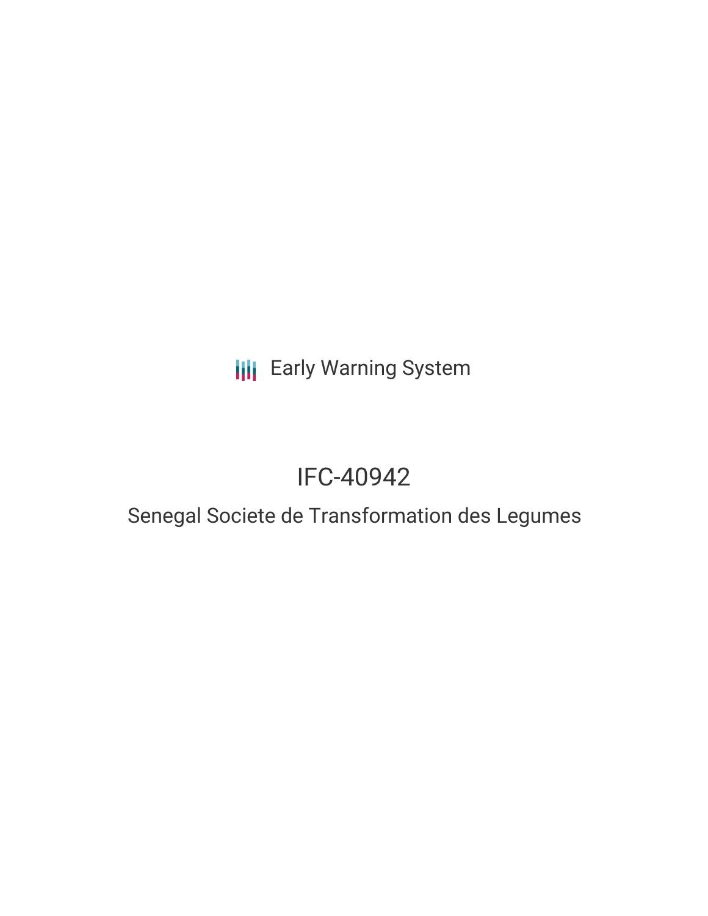Early Warning System

# IFC-40942

## Senegal Societe de Transformation des Legumes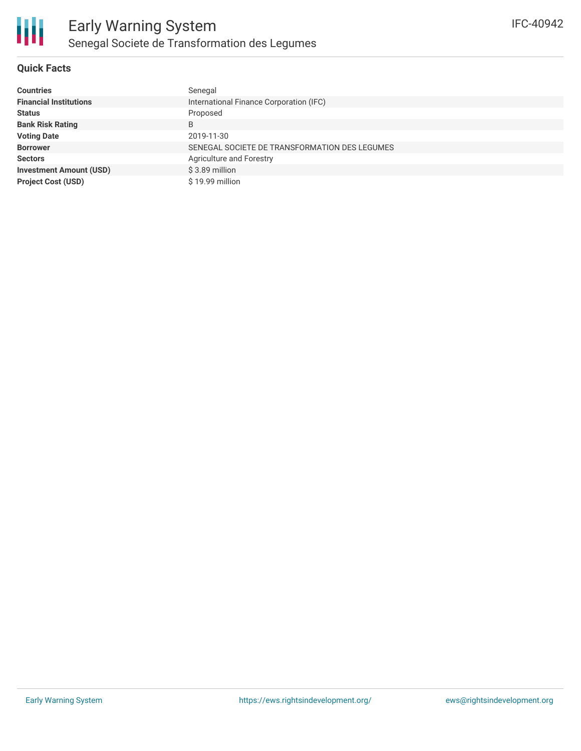# Early Warning System

## Senegal Societe de Transformation des Legumes

IFC-40942

### Quick Facts

| | |
|---|---|
| **Countries** | Senegal |
| **Financial Institutions** | International Finance Corporation (IFC) |
| **Status** | Proposed |
| **Bank Risk Rating** | B |
| **Voting Date** | 2019-11-30 |
| **Borrower** | SENEGAL SOCIETE DE TRANSFORMATION DES LEGUMES |
| **Sectors** | Agriculture and Forestry |
| **Investment Amount (USD)** | $ 3.89 million |
| **Project Cost (USD)** | $ 19.99 million |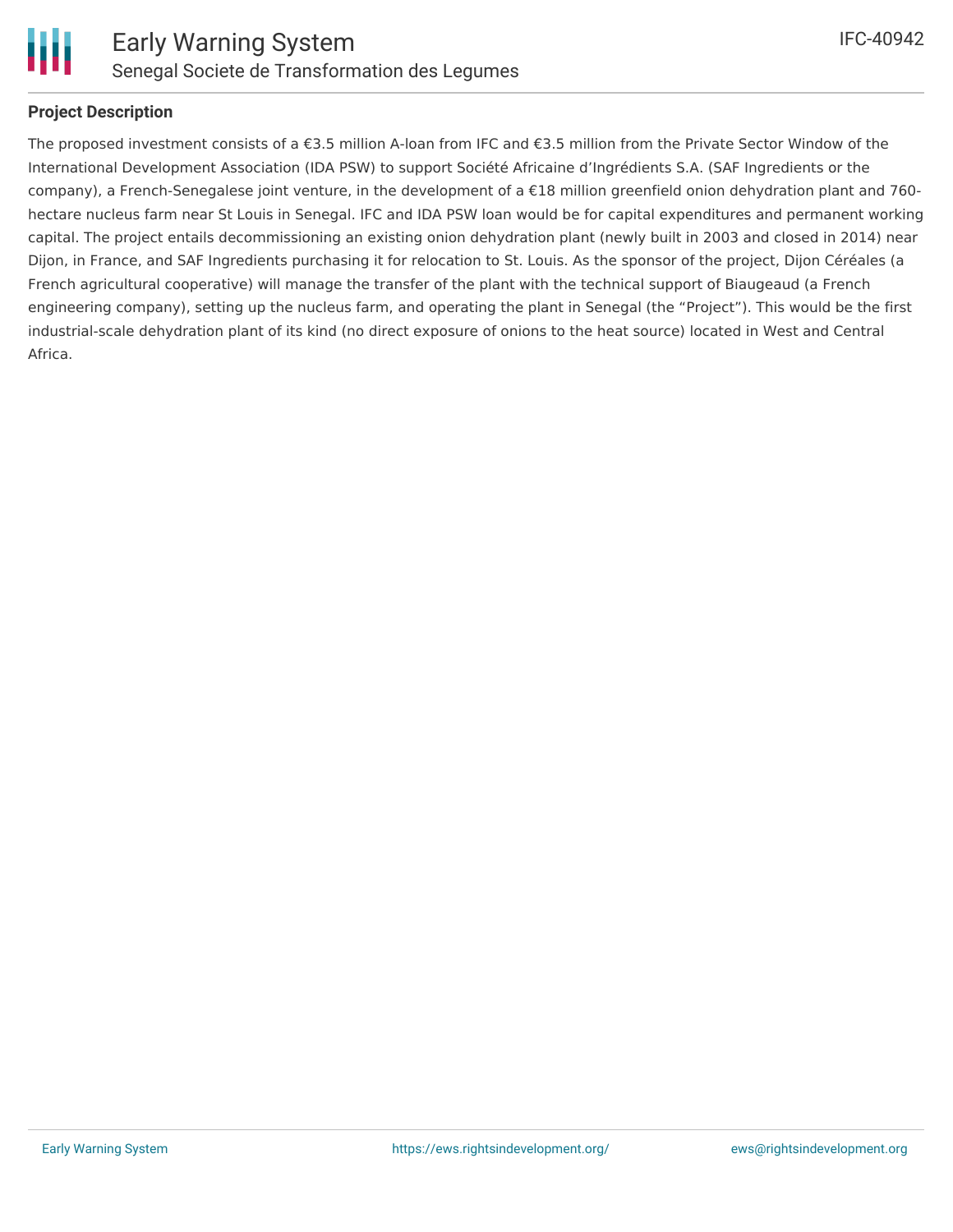## Project Description

The proposed investment consists of a €3.5 million A-loan from IFC and €3.5 million from the Private Sector Window of the International Development Association (IDA PSW) to support Société Africaine d'Ingrédients S.A. (SAF Ingredients or the company), a French-Senegalese joint venture, in the development of a €18 million greenfield onion dehydration plant and 760-hectare nucleus farm near St Louis in Senegal. IFC and IDA PSW loan would be for capital expenditures and permanent working capital. The project entails decommissioning an existing onion dehydration plant (newly built in 2003 and closed in 2014) near Dijon, in France, and SAF Ingredients purchasing it for relocation to St. Louis. As the sponsor of the project, Dijon Céréales (a French agricultural cooperative) will manage the transfer of the plant with the technical support of Biaugeaud (a French engineering company), setting up the nucleus farm, and operating the plant in Senegal (the "Project"). This would be the first industrial-scale dehydration plant of its kind (no direct exposure of onions to the heat source) located in West and Central Africa.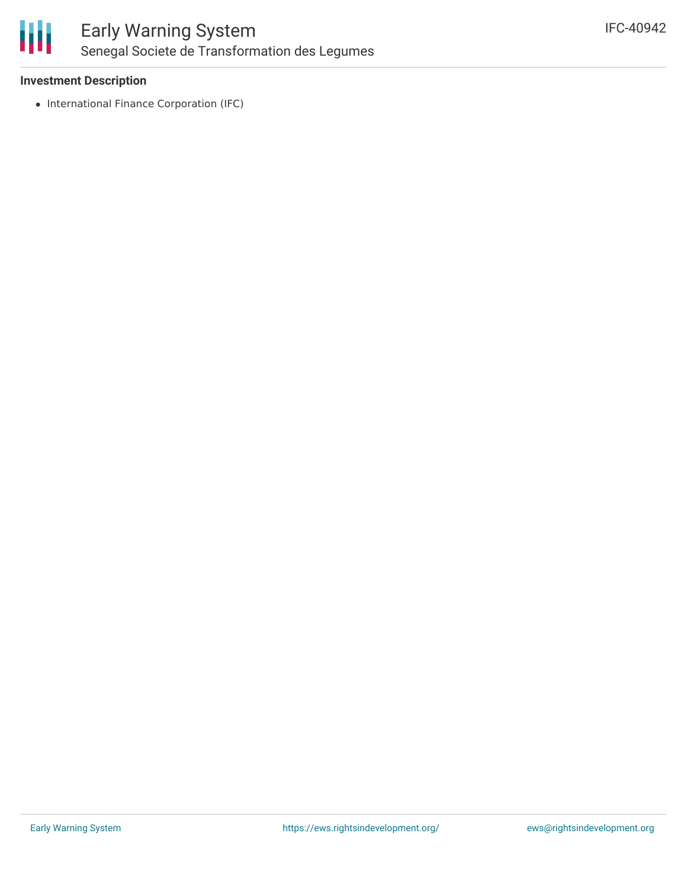### Investment Description

- International Finance Corporation (IFC)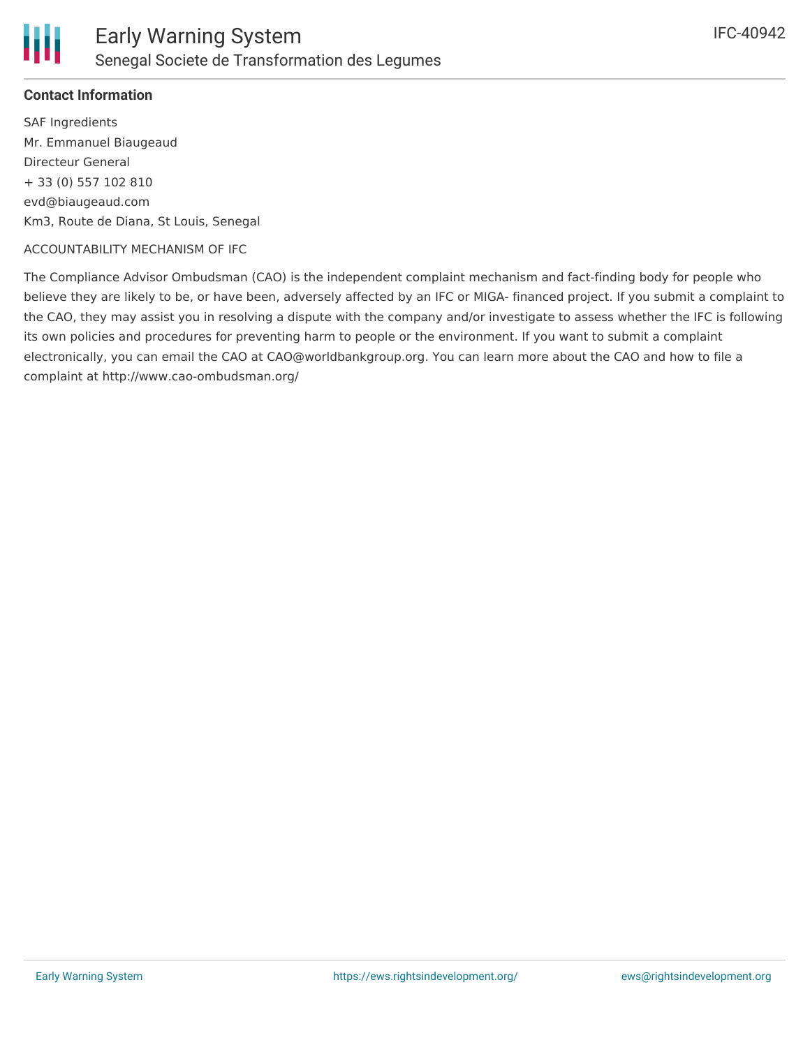**Contact Information**

SAF Ingredients
Mr. Emmanuel Biaugeaud
Directeur General
+ 33 (0) 557 102 810
evd@biaugeaud.com
Km3, Route de Diana, St Louis, Senegal

ACCOUNTABILITY MECHANISM OF IFC

The Compliance Advisor Ombudsman (CAO) is the independent complaint mechanism and fact-finding body for people who believe they are likely to be, or have been, adversely affected by an IFC or MIGA- financed project. If you submit a complaint to the CAO, they may assist you in resolving a dispute with the company and/or investigate to assess whether the IFC is following its own policies and procedures for preventing harm to people or the environment. If you want to submit a complaint electronically, you can email the CAO at CAO@worldbankgroup.org. You can learn more about the CAO and how to file a complaint at http://www.cao-ombudsman.org/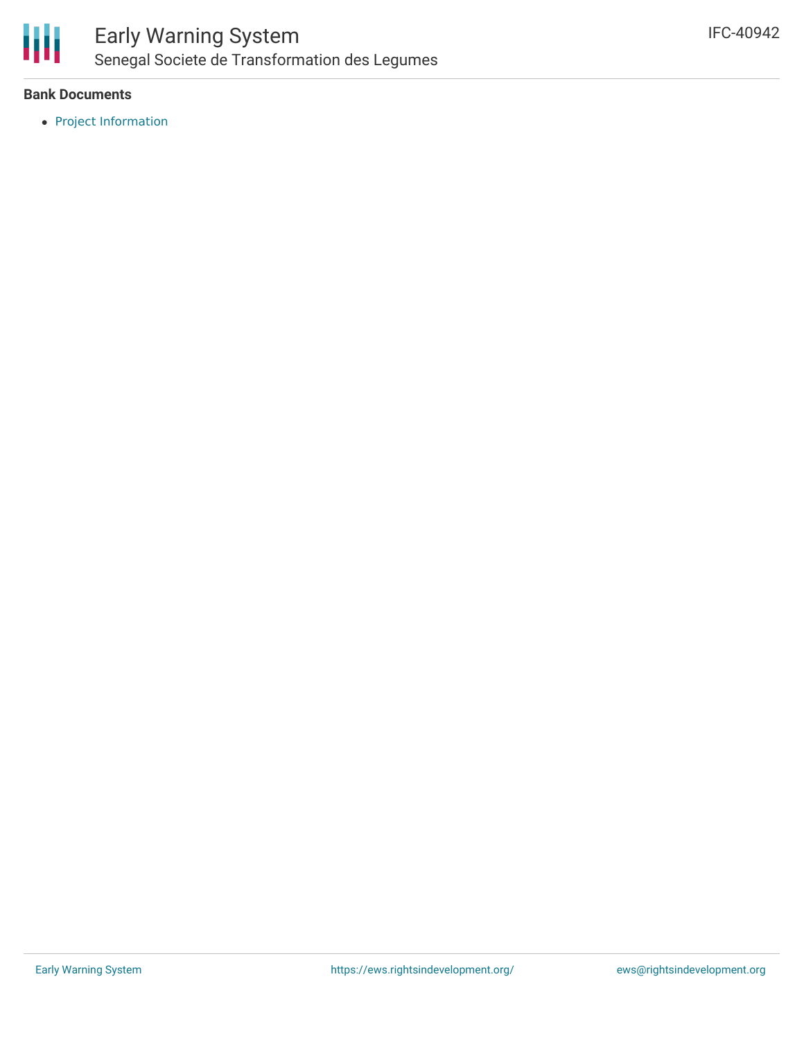**Bank Documents**

- Project Information